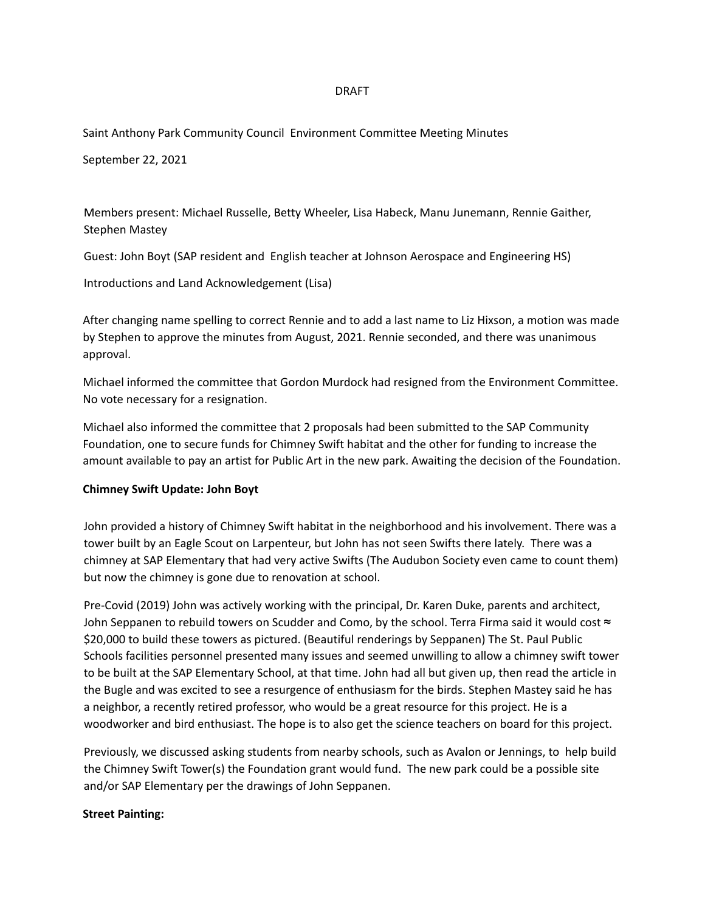DRAFT

Saint Anthony Park Community Council Environment Committee Meeting Minutes

September 22, 2021

Members present: Michael Russelle, Betty Wheeler, Lisa Habeck, Manu Junemann, Rennie Gaither, Stephen Mastey

Guest: John Boyt (SAP resident and English teacher at Johnson Aerospace and Engineering HS)

Introductions and Land Acknowledgement (Lisa)

After changing name spelling to correct Rennie and to add a last name to Liz Hixson, a motion was made by Stephen to approve the minutes from August, 2021. Rennie seconded, and there was unanimous approval.

Michael informed the committee that Gordon Murdock had resigned from the Environment Committee. No vote necessary for a resignation.

Michael also informed the committee that 2 proposals had been submitted to the SAP Community Foundation, one to secure funds for Chimney Swift habitat and the other for funding to increase the amount available to pay an artist for Public Art in the new park. Awaiting the decision of the Foundation.

**Chimney Swift Update: John Boyt**

John provided a history of Chimney Swift habitat in the neighborhood and his involvement. There was a tower built by an Eagle Scout on Larpenteur, but John has not seen Swifts there lately. There was a chimney at SAP Elementary that had very active Swifts (The Audubon Society even came to count them) but now the chimney is gone due to renovation at school.

Pre-Covid (2019) John was actively working with the principal, Dr. Karen Duke, parents and architect, John Seppanen to rebuild towers on Scudder and Como, by the school. Terra Firma said it would cost ≈ $20,000 to build these towers as pictured. (Beautiful renderings by Seppanen) The St. Paul Public Schools facilities personnel presented many issues and seemed unwilling to allow a chimney swift tower to be built at the SAP Elementary School, at that time. John had all but given up, then read the article in the Bugle and was excited to see a resurgence of enthusiasm for the birds. Stephen Mastey said he has a neighbor, a recently retired professor, who would be a great resource for this project. He is a woodworker and bird enthusiast. The hope is to also get the science teachers on board for this project.

Previously, we discussed asking students from nearby schools, such as Avalon or Jennings, to help build the Chimney Swift Tower(s) the Foundation grant would fund. The new park could be a possible site and/or SAP Elementary per the drawings of John Seppanen.

**Street Painting:**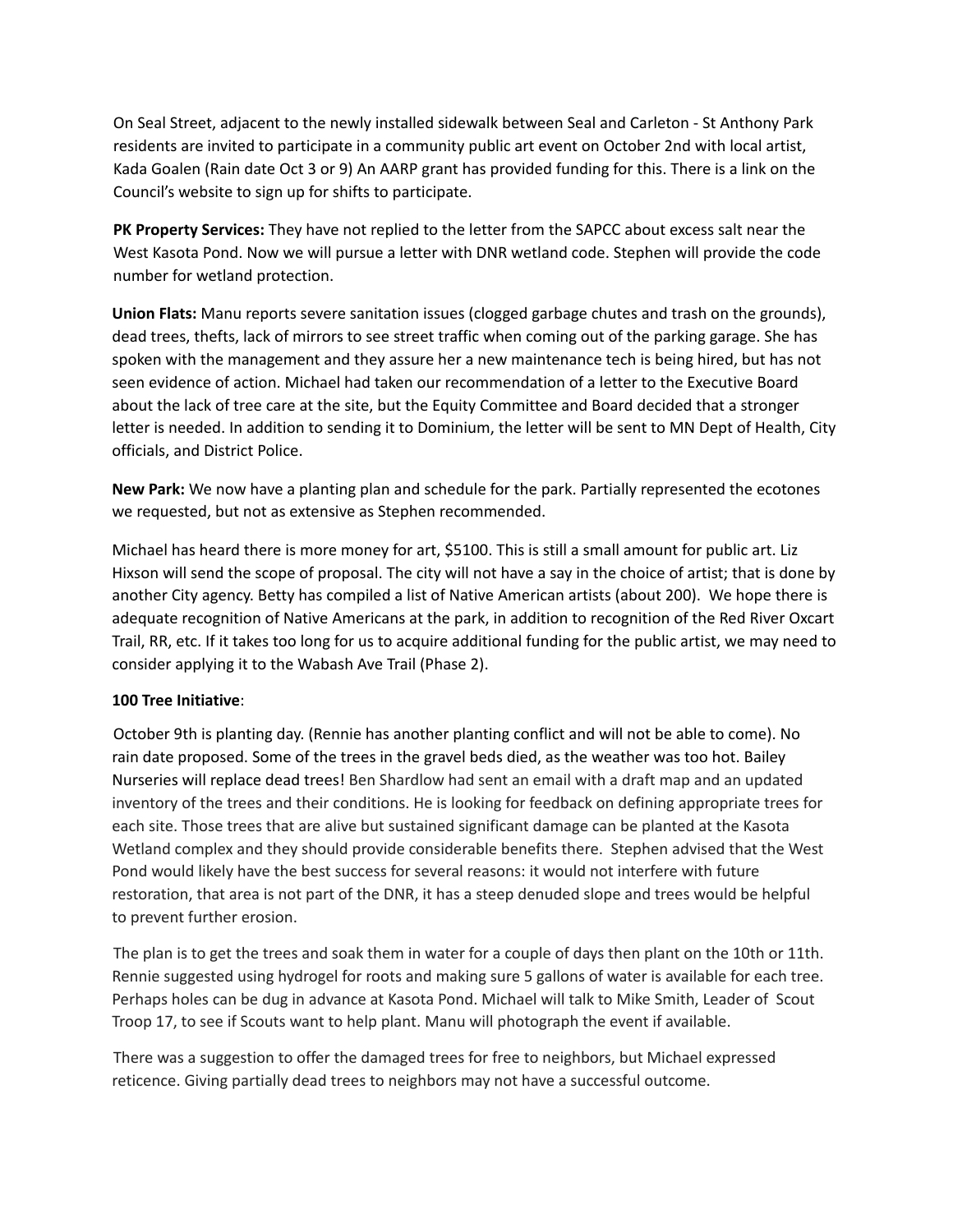On Seal Street, adjacent to the newly installed sidewalk between Seal and Carleton - St Anthony Park residents are invited to participate in a community public art event on October 2nd with local artist, Kada Goalen (Rain date Oct 3 or 9) An AARP grant has provided funding for this. There is a link on the Council's website to sign up for shifts to participate.

**PK Property Services:** They have not replied to the letter from the SAPCC about excess salt near the West Kasota Pond. Now we will pursue a letter with DNR wetland code. Stephen will provide the code number for wetland protection.

**Union Flats:** Manu reports severe sanitation issues (clogged garbage chutes and trash on the grounds), dead trees, thefts, lack of mirrors to see street traffic when coming out of the parking garage. She has spoken with the management and they assure her a new maintenance tech is being hired, but has not seen evidence of action. Michael had taken our recommendation of a letter to the Executive Board about the lack of tree care at the site, but the Equity Committee and Board decided that a stronger letter is needed. In addition to sending it to Dominium, the letter will be sent to MN Dept of Health, City officials, and District Police.

**New Park:** We now have a planting plan and schedule for the park. Partially represented the ecotones we requested, but not as extensive as Stephen recommended.

Michael has heard there is more money for art, $5100. This is still a small amount for public art. Liz Hixson will send the scope of proposal. The city will not have a say in the choice of artist; that is done by another City agency. Betty has compiled a list of Native American artists (about 200). We hope there is adequate recognition of Native Americans at the park, in addition to recognition of the Red River Oxcart Trail, RR, etc. If it takes too long for us to acquire additional funding for the public artist, we may need to consider applying it to the Wabash Ave Trail (Phase 2).

**100 Tree Initiative**:

October 9th is planting day. (Rennie has another planting conflict and will not be able to come). No rain date proposed. Some of the trees in the gravel beds died, as the weather was too hot. Bailey Nurseries will replace dead trees! Ben Shardlow had sent an email with a draft map and an updated inventory of the trees and their conditions. He is looking for feedback on defining appropriate trees for each site. Those trees that are alive but sustained significant damage can be planted at the Kasota Wetland complex and they should provide considerable benefits there. Stephen advised that the West Pond would likely have the best success for several reasons: it would not interfere with future restoration, that area is not part of the DNR, it has a steep denuded slope and trees would be helpful to prevent further erosion.

The plan is to get the trees and soak them in water for a couple of days then plant on the 10th or 11th. Rennie suggested using hydrogel for roots and making sure 5 gallons of water is available for each tree. Perhaps holes can be dug in advance at Kasota Pond. Michael will talk to Mike Smith, Leader of Scout Troop 17, to see if Scouts want to help plant. Manu will photograph the event if available.

There was a suggestion to offer the damaged trees for free to neighbors, but Michael expressed reticence. Giving partially dead trees to neighbors may not have a successful outcome.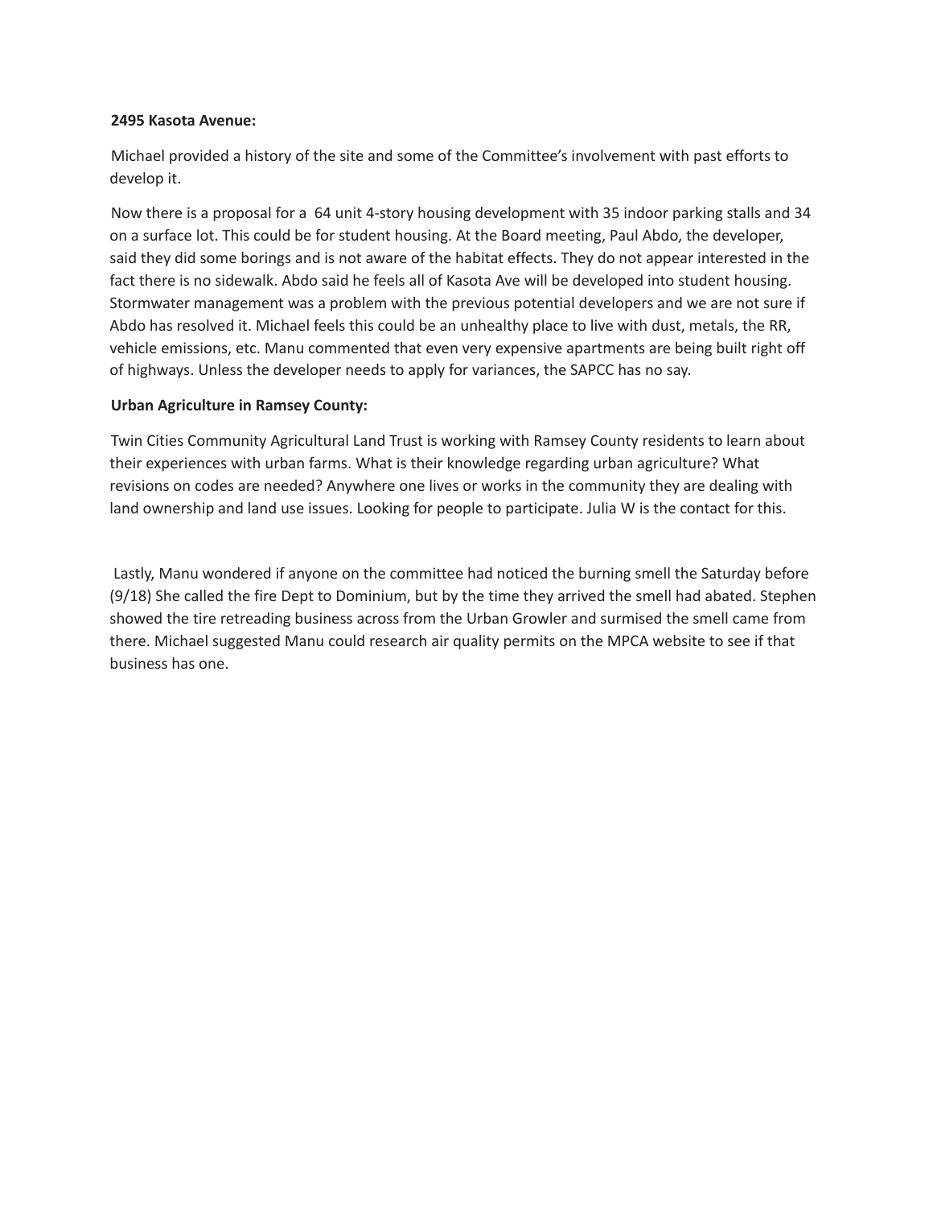**2495 Kasota Avenue:**

Michael provided a history of the site and some of the Committee's involvement with past efforts to develop it.

Now there is a proposal for a 64 unit 4-story housing development with 35 indoor parking stalls and 34 on a surface lot. This could be for student housing. At the Board meeting, Paul Abdo, the developer, said they did some borings and is not aware of the habitat effects. They do not appear interested in the fact there is no sidewalk. Abdo said he feels all of Kasota Ave will be developed into student housing. Stormwater management was a problem with the previous potential developers and we are not sure if Abdo has resolved it. Michael feels this could be an unhealthy place to live with dust, metals, the RR, vehicle emissions, etc. Manu commented that even very expensive apartments are being built right off of highways. Unless the developer needs to apply for variances, the SAPCC has no say.

**Urban Agriculture in Ramsey County:**

Twin Cities Community Agricultural Land Trust is working with Ramsey County residents to learn about their experiences with urban farms. What is their knowledge regarding urban agriculture? What revisions on codes are needed? Anywhere one lives or works in the community they are dealing with land ownership and land use issues. Looking for people to participate. Julia W is the contact for this.

Lastly, Manu wondered if anyone on the committee had noticed the burning smell the Saturday before (9/18) She called the fire Dept to Dominium, but by the time they arrived the smell had abated. Stephen showed the tire retreading business across from the Urban Growler and surmised the smell came from there. Michael suggested Manu could research air quality permits on the MPCA website to see if that business has one.